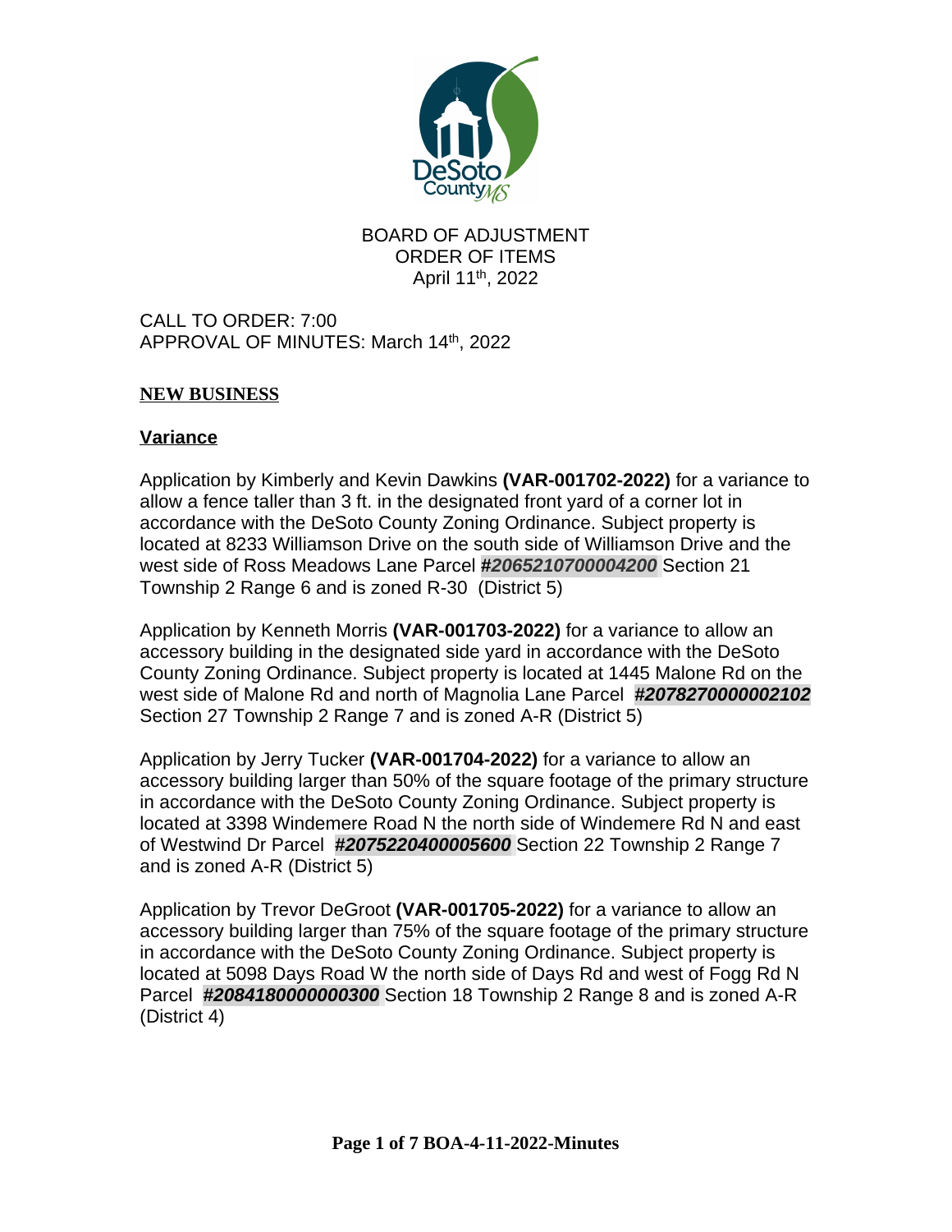BOARD OF ADJUSTMENT
ORDER OF ITEMS
April 11th, 2022

CALL TO ORDER: 7:00
APPROVAL OF MINUTES: March 14th, 2022

## NEW BUSINESS

### Variance

Application by Kimberly and Kevin Dawkins **(VAR-001702-2022)** for a variance to allow a fence taller than 3 ft. in the designated front yard of a corner lot in accordance with the DeSoto County Zoning Ordinance. Subject property is located at 8233 Williamson Drive on the south side of Williamson Drive and the west side of Ross Meadows Lane Parcel ***#2065210700004200*** Section 21 Township 2 Range 6 and is zoned R-30 (District 5)

Application by Kenneth Morris **(VAR-001703-2022)** for a variance to allow an accessory building in the designated side yard in accordance with the DeSoto County Zoning Ordinance. Subject property is located at 1445 Malone Rd on the west side of Malone Rd and north of Magnolia Lane Parcel ***#2078270000002102*** Section 27 Township 2 Range 7 and is zoned A-R (District 5)

Application by Jerry Tucker **(VAR-001704-2022)** for a variance to allow an accessory building larger than 50% of the square footage of the primary structure in accordance with the DeSoto County Zoning Ordinance. Subject property is located at 3398 Windemere Road N the north side of Windemere Rd N and east of Westwind Dr Parcel ***#2075220400005600*** Section 22 Township 2 Range 7 and is zoned A-R (District 5)

Application by Trevor DeGroot **(VAR-001705-2022)** for a variance to allow an accessory building larger than 75% of the square footage of the primary structure in accordance with the DeSoto County Zoning Ordinance. Subject property is located at 5098 Days Road W the north side of Days Rd and west of Fogg Rd N Parcel ***#2084180000000300*** Section 18 Township 2 Range 8 and is zoned A-R (District 4)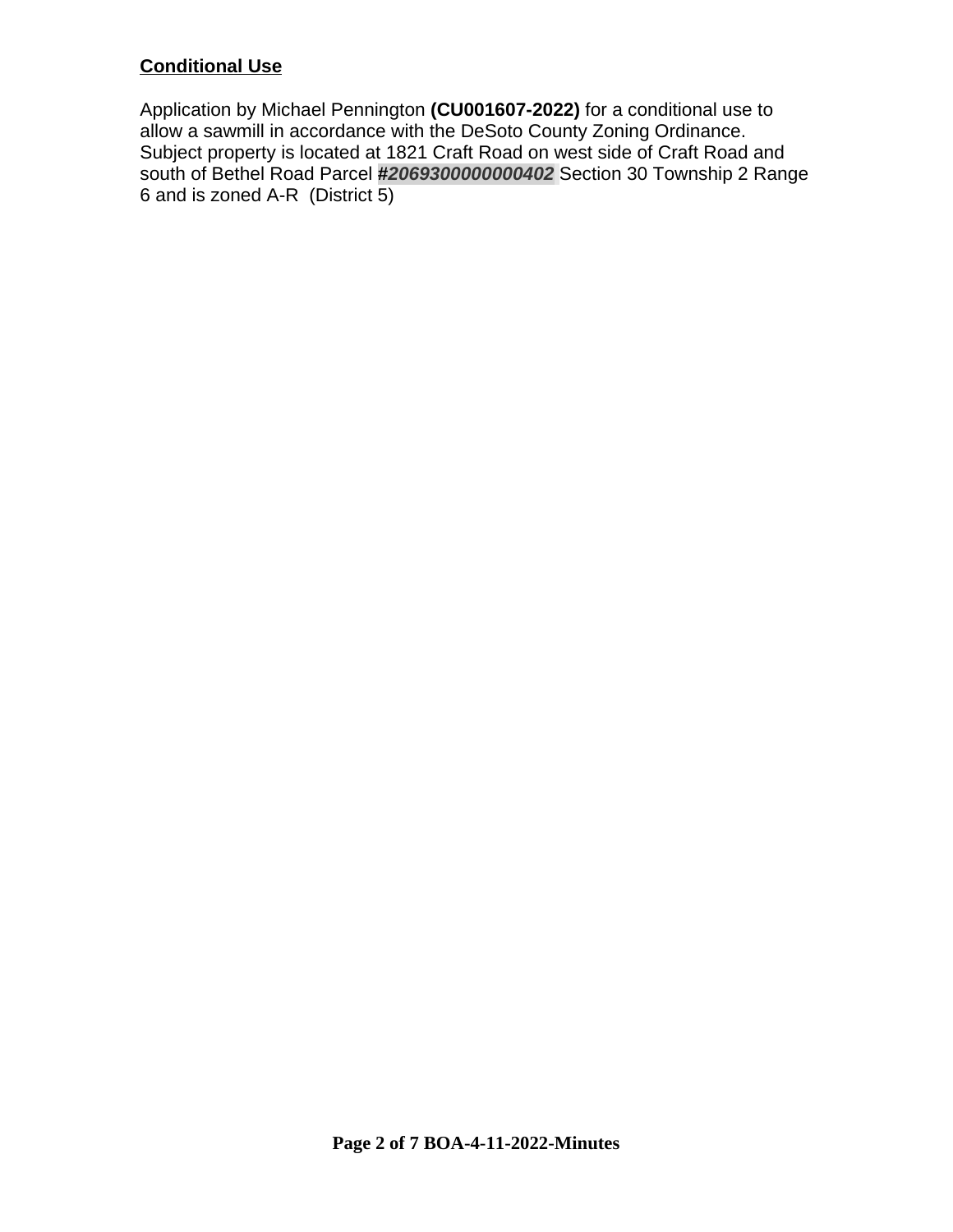**Conditional Use**

Application by Michael Pennington **(CU001607-2022)** for a conditional use to allow a sawmill in accordance with the DeSoto County Zoning Ordinance. Subject property is located at 1821 Craft Road on west side of Craft Road and south of Bethel Road Parcel ***#2069300000000402*** Section 30 Township 2 Range 6 and is zoned A-R (District 5)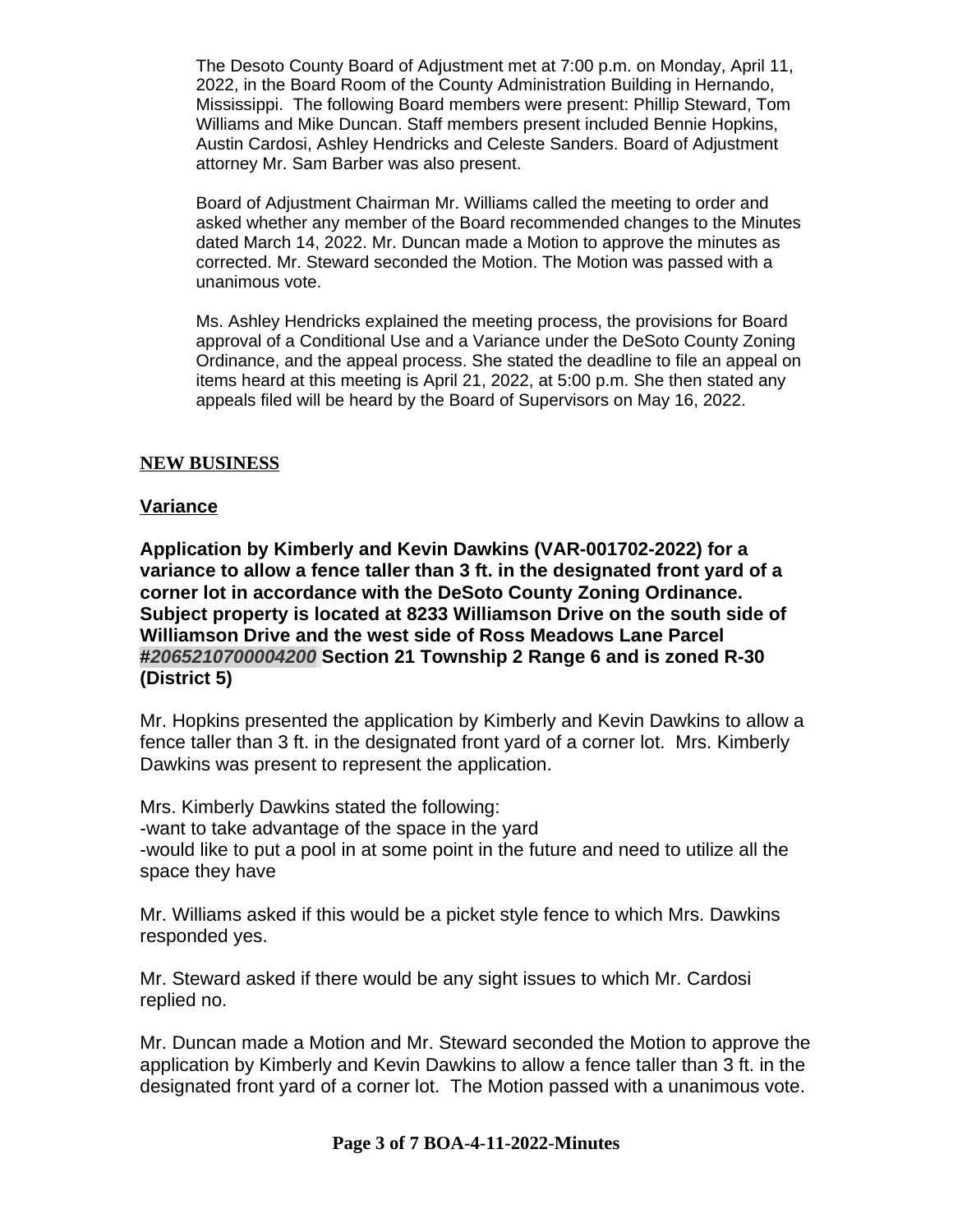The Desoto County Board of Adjustment met at 7:00 p.m. on Monday, April 11, 2022, in the Board Room of the County Administration Building in Hernando, Mississippi. The following Board members were present: Phillip Steward, Tom Williams and Mike Duncan. Staff members present included Bennie Hopkins, Austin Cardosi, Ashley Hendricks and Celeste Sanders. Board of Adjustment attorney Mr. Sam Barber was also present.

Board of Adjustment Chairman Mr. Williams called the meeting to order and asked whether any member of the Board recommended changes to the Minutes dated March 14, 2022. Mr. Duncan made a Motion to approve the minutes as corrected. Mr. Steward seconded the Motion. The Motion was passed with a unanimous vote.

Ms. Ashley Hendricks explained the meeting process, the provisions for Board approval of a Conditional Use and a Variance under the DeSoto County Zoning Ordinance, and the appeal process. She stated the deadline to file an appeal on items heard at this meeting is April 21, 2022, at 5:00 p.m. She then stated any appeals filed will be heard by the Board of Supervisors on May 16, 2022.

## NEW BUSINESS

### Variance

**Application by Kimberly and Kevin Dawkins (VAR-001702-2022) for a variance to allow a fence taller than 3 ft. in the designated front yard of a corner lot in accordance with the DeSoto County Zoning Ordinance. Subject property is located at 8233 Williamson Drive on the south side of Williamson Drive and the west side of Ross Meadows Lane Parcel #*2065210700004200* Section 21 Township 2 Range 6 and is zoned R-30 (District 5)**

Mr. Hopkins presented the application by Kimberly and Kevin Dawkins to allow a fence taller than 3 ft. in the designated front yard of a corner lot. Mrs. Kimberly Dawkins was present to represent the application.

Mrs. Kimberly Dawkins stated the following:
-want to take advantage of the space in the yard
-would like to put a pool in at some point in the future and need to utilize all the space they have

Mr. Williams asked if this would be a picket style fence to which Mrs. Dawkins responded yes.

Mr. Steward asked if there would be any sight issues to which Mr. Cardosi replied no.

Mr. Duncan made a Motion and Mr. Steward seconded the Motion to approve the application by Kimberly and Kevin Dawkins to allow a fence taller than 3 ft. in the designated front yard of a corner lot. The Motion passed with a unanimous vote.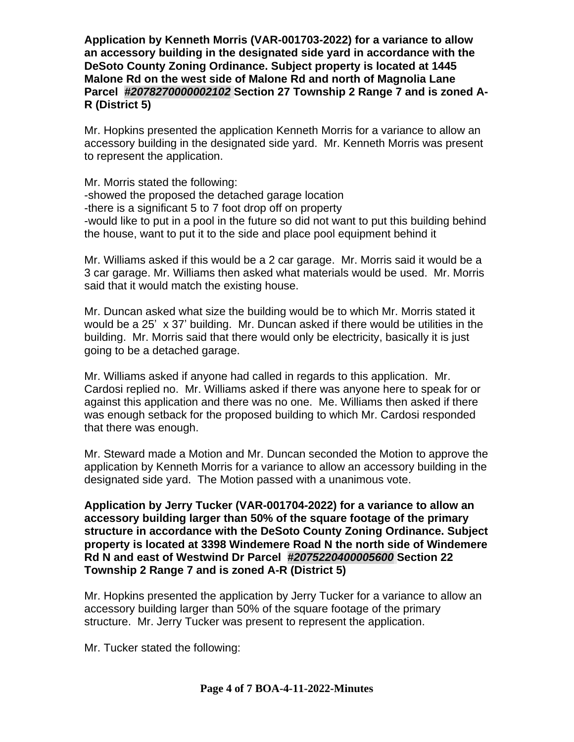**Application by Kenneth Morris (VAR-001703-2022) for a variance to allow an accessory building in the designated side yard in accordance with the DeSoto County Zoning Ordinance. Subject property is located at 1445 Malone Rd on the west side of Malone Rd and north of Magnolia Lane Parcel *#2078270000002102* Section 27 Township 2 Range 7 and is zoned A-R (District 5)**

Mr. Hopkins presented the application Kenneth Morris for a variance to allow an accessory building in the designated side yard. Mr. Kenneth Morris was present to represent the application.

Mr. Morris stated the following:
-showed the proposed the detached garage location
-there is a significant 5 to 7 foot drop off on property
-would like to put in a pool in the future so did not want to put this building behind the house, want to put it to the side and place pool equipment behind it

Mr. Williams asked if this would be a 2 car garage. Mr. Morris said it would be a 3 car garage. Mr. Williams then asked what materials would be used. Mr. Morris said that it would match the existing house.

Mr. Duncan asked what size the building would be to which Mr. Morris stated it would be a 25' x 37' building. Mr. Duncan asked if there would be utilities in the building. Mr. Morris said that there would only be electricity, basically it is just going to be a detached garage.

Mr. Williams asked if anyone had called in regards to this application. Mr. Cardosi replied no. Mr. Williams asked if there was anyone here to speak for or against this application and there was no one. Me. Williams then asked if there was enough setback for the proposed building to which Mr. Cardosi responded that there was enough.

Mr. Steward made a Motion and Mr. Duncan seconded the Motion to approve the application by Kenneth Morris for a variance to allow an accessory building in the designated side yard. The Motion passed with a unanimous vote.

**Application by Jerry Tucker (VAR-001704-2022) for a variance to allow an accessory building larger than 50% of the square footage of the primary structure in accordance with the DeSoto County Zoning Ordinance. Subject property is located at 3398 Windemere Road N the north side of Windemere Rd N and east of Westwind Dr Parcel *#2075220400005600* Section 22 Township 2 Range 7 and is zoned A-R (District 5)**

Mr. Hopkins presented the application by Jerry Tucker for a variance to allow an accessory building larger than 50% of the square footage of the primary structure. Mr. Jerry Tucker was present to represent the application.

Mr. Tucker stated the following: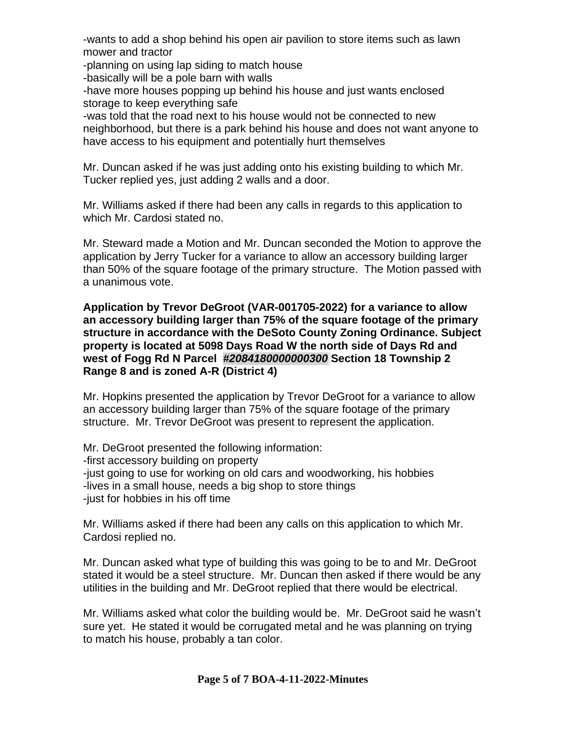-wants to add a shop behind his open air pavilion to store items such as lawn mower and tractor
-planning on using lap siding to match house
-basically will be a pole barn with walls
-have more houses popping up behind his house and just wants enclosed storage to keep everything safe
-was told that the road next to his house would not be connected to new neighborhood, but there is a park behind his house and does not want anyone to have access to his equipment and potentially hurt themselves

Mr. Duncan asked if he was just adding onto his existing building to which Mr. Tucker replied yes, just adding 2 walls and a door.

Mr. Williams asked if there had been any calls in regards to this application to which Mr. Cardosi stated no.

Mr. Steward made a Motion and Mr. Duncan seconded the Motion to approve the application by Jerry Tucker for a variance to allow an accessory building larger than 50% of the square footage of the primary structure. The Motion passed with a unanimous vote.

**Application by Trevor DeGroot (VAR-001705-2022) for a variance to allow an accessory building larger than 75% of the square footage of the primary structure in accordance with the DeSoto County Zoning Ordinance. Subject property is located at 5098 Days Road W the north side of Days Rd and west of Fogg Rd N Parcel *#2084180000000300* Section 18 Township 2 Range 8 and is zoned A-R (District 4)**

Mr. Hopkins presented the application by Trevor DeGroot for a variance to allow an accessory building larger than 75% of the square footage of the primary structure. Mr. Trevor DeGroot was present to represent the application.

Mr. DeGroot presented the following information:
-first accessory building on property
-just going to use for working on old cars and woodworking, his hobbies
-lives in a small house, needs a big shop to store things
-just for hobbies in his off time

Mr. Williams asked if there had been any calls on this application to which Mr. Cardosi replied no.

Mr. Duncan asked what type of building this was going to be to and Mr. DeGroot stated it would be a steel structure. Mr. Duncan then asked if there would be any utilities in the building and Mr. DeGroot replied that there would be electrical.

Mr. Williams asked what color the building would be. Mr. DeGroot said he wasn't sure yet. He stated it would be corrugated metal and he was planning on trying to match his house, probably a tan color.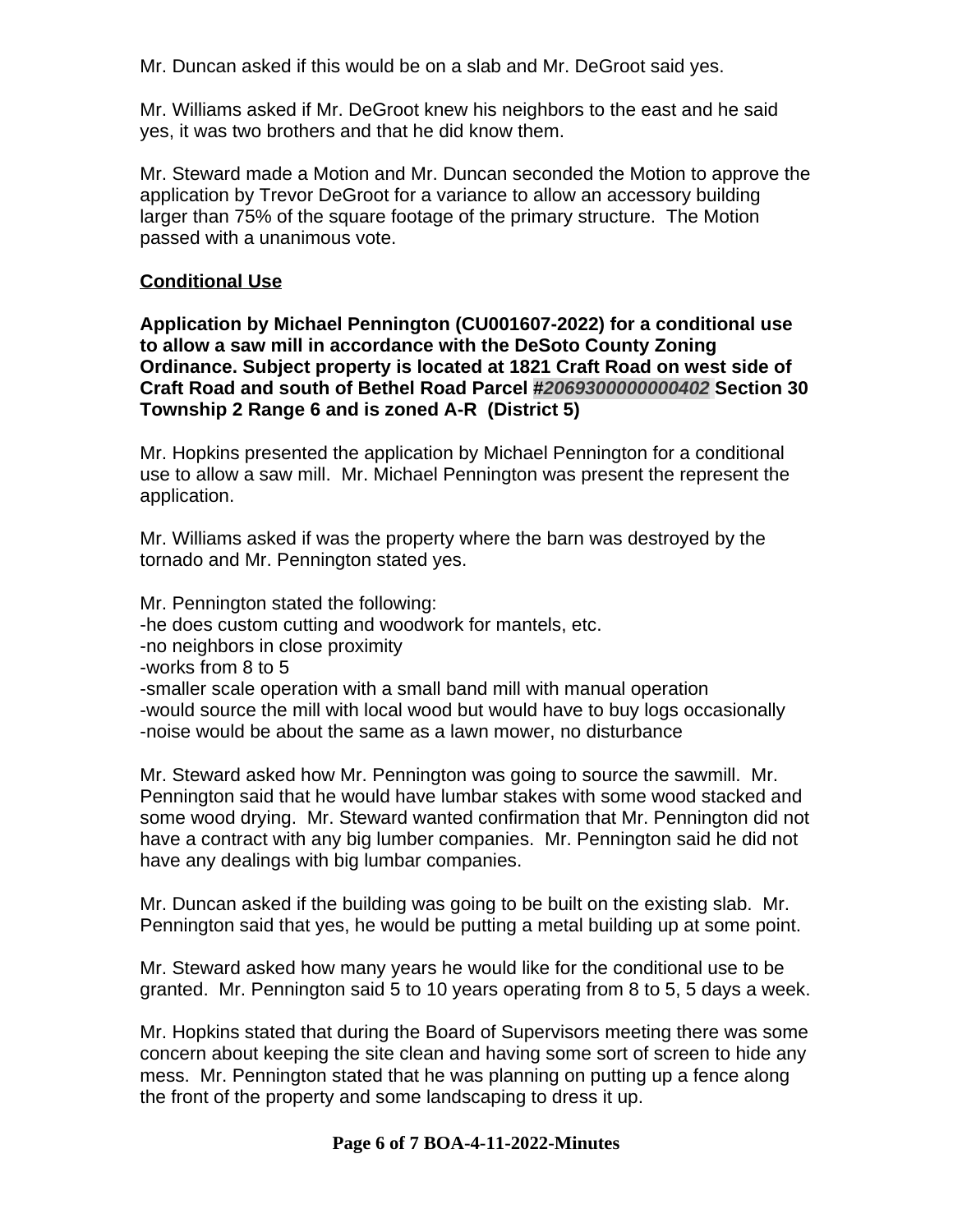Mr. Duncan asked if this would be on a slab and Mr. DeGroot said yes.

Mr. Williams asked if Mr. DeGroot knew his neighbors to the east and he said yes, it was two brothers and that he did know them.

Mr. Steward made a Motion and Mr. Duncan seconded the Motion to approve the application by Trevor DeGroot for a variance to allow an accessory building larger than 75% of the square footage of the primary structure. The Motion passed with a unanimous vote.

**Conditional Use**

**Application by Michael Pennington (CU001607-2022) for a conditional use to allow a saw mill in accordance with the DeSoto County Zoning Ordinance. Subject property is located at 1821 Craft Road on west side of Craft Road and south of Bethel Road Parcel *#2069300000000402* Section 30 Township 2 Range 6 and is zoned A-R (District 5)**

Mr. Hopkins presented the application by Michael Pennington for a conditional use to allow a saw mill. Mr. Michael Pennington was present the represent the application.

Mr. Williams asked if was the property where the barn was destroyed by the tornado and Mr. Pennington stated yes.

Mr. Pennington stated the following:
-he does custom cutting and woodwork for mantels, etc.
-no neighbors in close proximity
-works from 8 to 5
-smaller scale operation with a small band mill with manual operation
-would source the mill with local wood but would have to buy logs occasionally
-noise would be about the same as a lawn mower, no disturbance

Mr. Steward asked how Mr. Pennington was going to source the sawmill. Mr. Pennington said that he would have lumbar stakes with some wood stacked and some wood drying. Mr. Steward wanted confirmation that Mr. Pennington did not have a contract with any big lumber companies. Mr. Pennington said he did not have any dealings with big lumbar companies.

Mr. Duncan asked if the building was going to be built on the existing slab. Mr. Pennington said that yes, he would be putting a metal building up at some point.

Mr. Steward asked how many years he would like for the conditional use to be granted. Mr. Pennington said 5 to 10 years operating from 8 to 5, 5 days a week.

Mr. Hopkins stated that during the Board of Supervisors meeting there was some concern about keeping the site clean and having some sort of screen to hide any mess. Mr. Pennington stated that he was planning on putting up a fence along the front of the property and some landscaping to dress it up.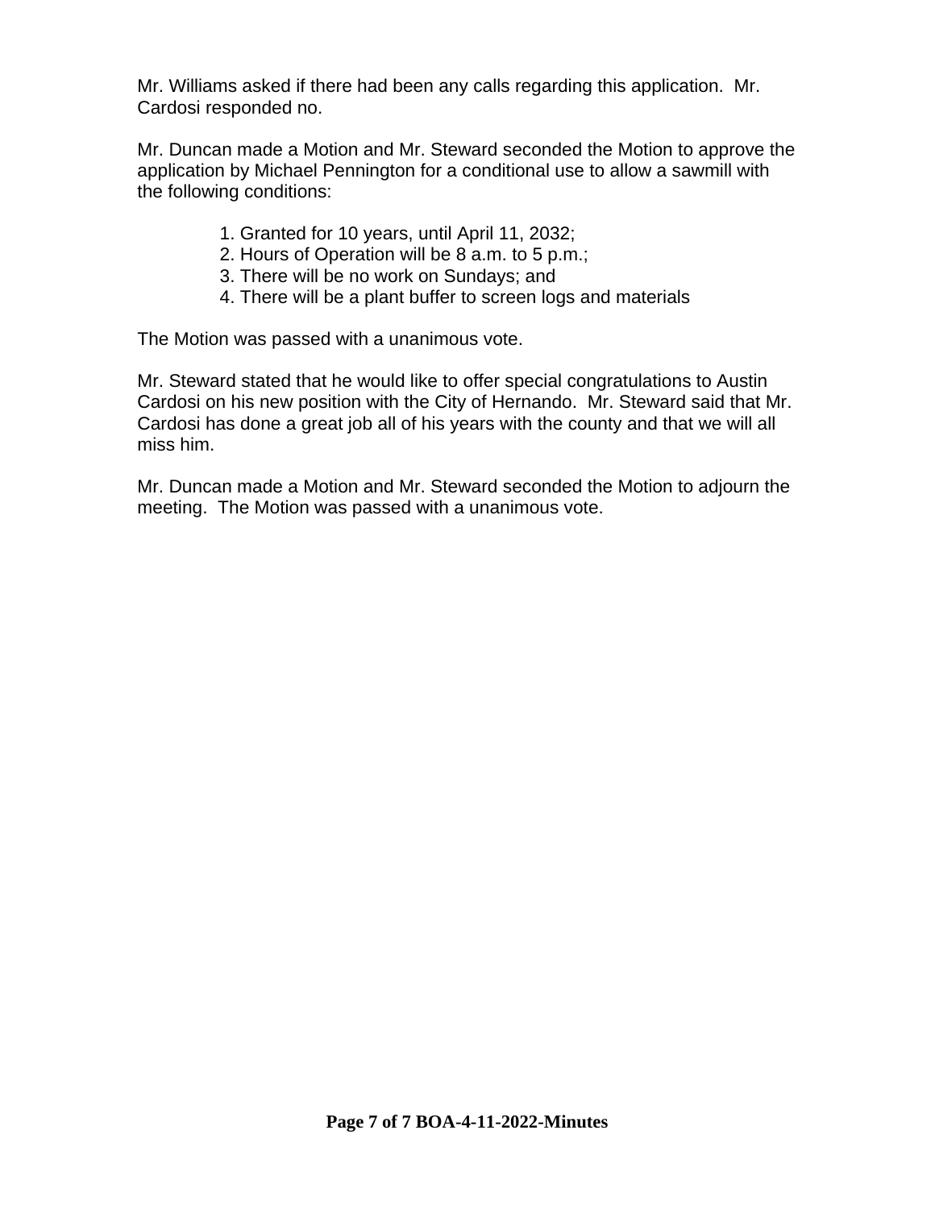Mr. Williams asked if there had been any calls regarding this application. Mr. Cardosi responded no.

Mr. Duncan made a Motion and Mr. Steward seconded the Motion to approve the application by Michael Pennington for a conditional use to allow a sawmill with the following conditions:

1. Granted for 10 years, until April 11, 2032;
2. Hours of Operation will be 8 a.m. to 5 p.m.;
3. There will be no work on Sundays; and
4. There will be a plant buffer to screen logs and materials

The Motion was passed with a unanimous vote.

Mr. Steward stated that he would like to offer special congratulations to Austin Cardosi on his new position with the City of Hernando. Mr. Steward said that Mr. Cardosi has done a great job all of his years with the county and that we will all miss him.

Mr. Duncan made a Motion and Mr. Steward seconded the Motion to adjourn the meeting. The Motion was passed with a unanimous vote.